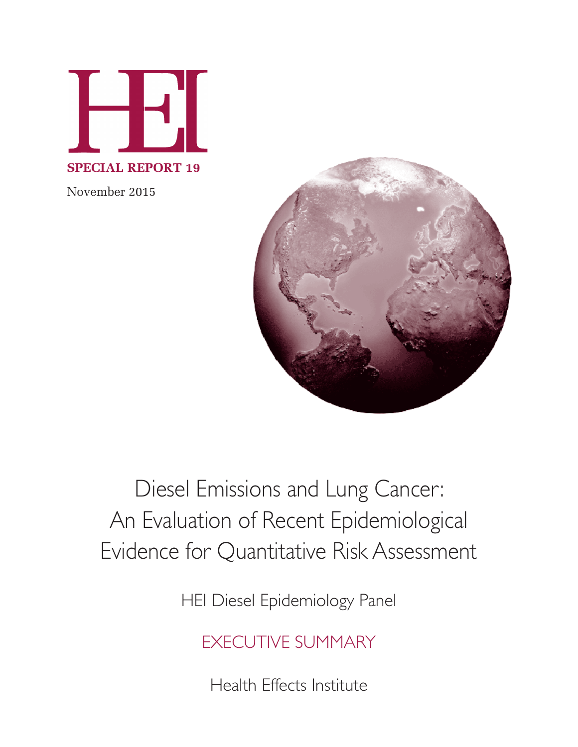HEI

**SPECIAL REPORT 19**

November 2015

# Diesel Emissions and Lung Cancer: An Evaluation of Recent Epidemiological Evidence for Quantitative Risk Assessment

HEI Diesel Epidemiology Panel

## EXECUTIVE SUMMARY

Health Effects Institute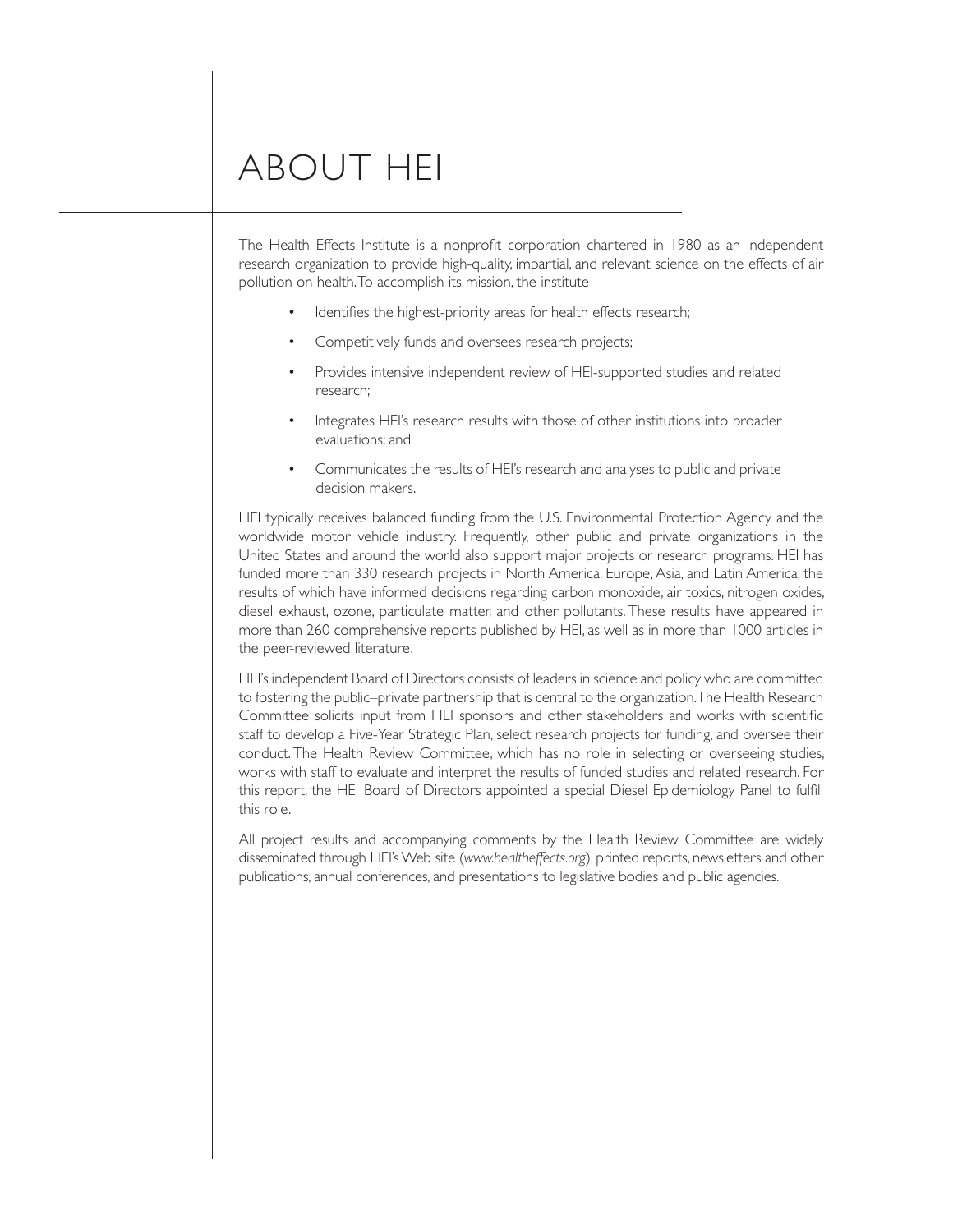# ABOUT HEI

The Health Effects Institute is a nonprofit corporation chartered in 1980 as an independent research organization to provide high-quality, impartial, and relevant science on the effects of air pollution on health. To accomplish its mission, the institute

- Identifies the highest-priority areas for health effects research;
- Competitively funds and oversees research projects;
- Provides intensive independent review of HEI-supported studies and related research;
- Integrates HEI's research results with those of other institutions into broader evaluations; and
- Communicates the results of HEI's research and analyses to public and private decision makers.

HEI typically receives balanced funding from the U.S. Environmental Protection Agency and the worldwide motor vehicle industry. Frequently, other public and private organizations in the United States and around the world also support major projects or research programs. HEI has funded more than 330 research projects in North America, Europe, Asia, and Latin America, the results of which have informed decisions regarding carbon monoxide, air toxics, nitrogen oxides, diesel exhaust, ozone, particulate matter, and other pollutants. These results have appeared in more than 260 comprehensive reports published by HEI, as well as in more than 1000 articles in the peer-reviewed literature.

HEI's independent Board of Directors consists of leaders in science and policy who are committed to fostering the public–private partnership that is central to the organization. The Health Research Committee solicits input from HEI sponsors and other stakeholders and works with scientific staff to develop a Five-Year Strategic Plan, select research projects for funding, and oversee their conduct. The Health Review Committee, which has no role in selecting or overseeing studies, works with staff to evaluate and interpret the results of funded studies and related research. For this report, the HEI Board of Directors appointed a special Diesel Epidemiology Panel to fulfill this role.

All project results and accompanying comments by the Health Review Committee are widely disseminated through HEI's Web site (*www.healtheffects.org*), printed reports, newsletters and other publications, annual conferences, and presentations to legislative bodies and public agencies.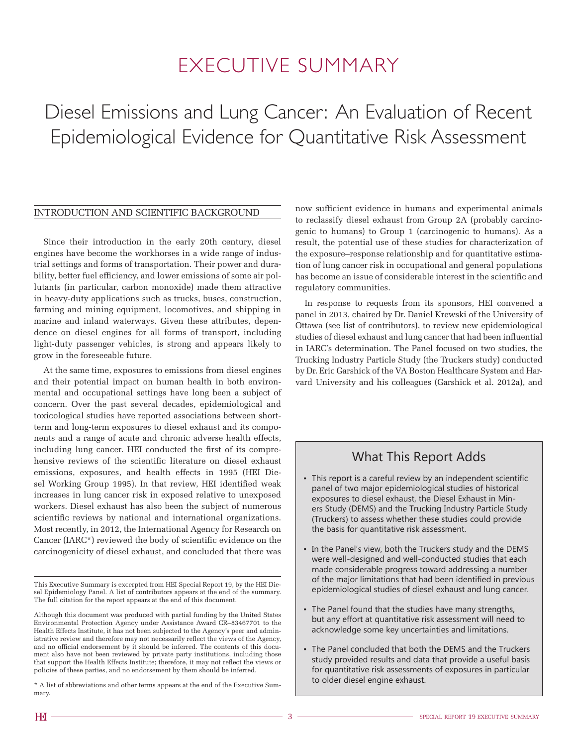# EXECUTIVE SUMMARY

# Diesel Emissions and Lung Cancer: An Evaluation of Recent Epidemiological Evidence for Quantitative Risk Assessment

## INTRODUCTION AND SCIENTIFIC BACKGROUND

Since their introduction in the early 20th century, diesel engines have become the workhorses in a wide range of industrial settings and forms of transportation. Their power and durability, better fuel efficiency, and lower emissions of some air pollutants (in particular, carbon monoxide) made them attractive in heavy-duty applications such as trucks, buses, construction, farming and mining equipment, locomotives, and shipping in marine and inland waterways. Given these attributes, dependence on diesel engines for all forms of transport, including light-duty passenger vehicles, is strong and appears likely to grow in the foreseeable future.

At the same time, exposures to emissions from diesel engines and their potential impact on human health in both environmental and occupational settings have long been a subject of concern. Over the past several decades, epidemiological and toxicological studies have reported associations between short-term and long-term exposures to diesel exhaust and its components and a range of acute and chronic adverse health effects, including lung cancer. HEI conducted the first of its comprehensive reviews of the scientific literature on diesel exhaust emissions, exposures, and health effects in 1995 (HEI Diesel Working Group 1995). In that review, HEI identified weak increases in lung cancer risk in exposed relative to unexposed workers. Diesel exhaust has also been the subject of numerous scientific reviews by national and international organizations. Most recently, in 2012, the International Agency for Research on Cancer (IARC*) reviewed the body of scientific evidence on the carcinogenicity of diesel exhaust, and concluded that there was now sufficient evidence in humans and experimental animals to reclassify diesel exhaust from Group 2A (probably carcinogenic to humans) to Group 1 (carcinogenic to humans). As a result, the potential use of these studies for characterization of the exposure–response relationship and for quantitative estimation of lung cancer risk in occupational and general populations has become an issue of considerable interest in the scientific and regulatory communities.

In response to requests from its sponsors, HEI convened a panel in 2013, chaired by Dr. Daniel Krewski of the University of Ottawa (see list of contributors), to review new epidemiological studies of diesel exhaust and lung cancer that had been influential in IARC's determination. The Panel focused on two studies, the Trucking Industry Particle Study (the Truckers study) conducted by Dr. Eric Garshick of the VA Boston Healthcare System and Harvard University and his colleagues (Garshick et al. 2012a), and

### What This Report Adds

- This report is a careful review by an independent scientific panel of two major epidemiological studies of historical exposures to diesel exhaust, the Diesel Exhaust in Miners Study (DEMS) and the Trucking Industry Particle Study (Truckers) to assess whether these studies could provide the basis for quantitative risk assessment.
- In the Panel's view, both the Truckers study and the DEMS were well-designed and well-conducted studies that each made considerable progress toward addressing a number of the major limitations that had been identified in previous epidemiological studies of diesel exhaust and lung cancer.
- The Panel found that the studies have many strengths, but any effort at quantitative risk assessment will need to acknowledge some key uncertainties and limitations.
- The Panel concluded that both the DEMS and the Truckers study provided results and data that provide a useful basis for quantitative risk assessments of exposures in particular to older diesel engine exhaust.

---

This Executive Summary is excerpted from HEI Special Report 19, by the HEI Diesel Epidemiology Panel. A list of contributors appears at the end of the summary. The full citation for the report appears at the end of this document.

Although this document was produced with partial funding by the United States Environmental Protection Agency under Assistance Award CR–83467701 to the Health Effects Institute, it has not been subjected to the Agency's peer and administrative review and therefore may not necessarily reflect the views of the Agency, and no official endorsement by it should be inferred. The contents of this document also have not been reviewed by private party institutions, including those that support the Health Effects Institute; therefore, it may not reflect the views or policies of these parties, and no endorsement by them should be inferred.

\* A list of abbreviations and other terms appears at the end of the Executive Summary.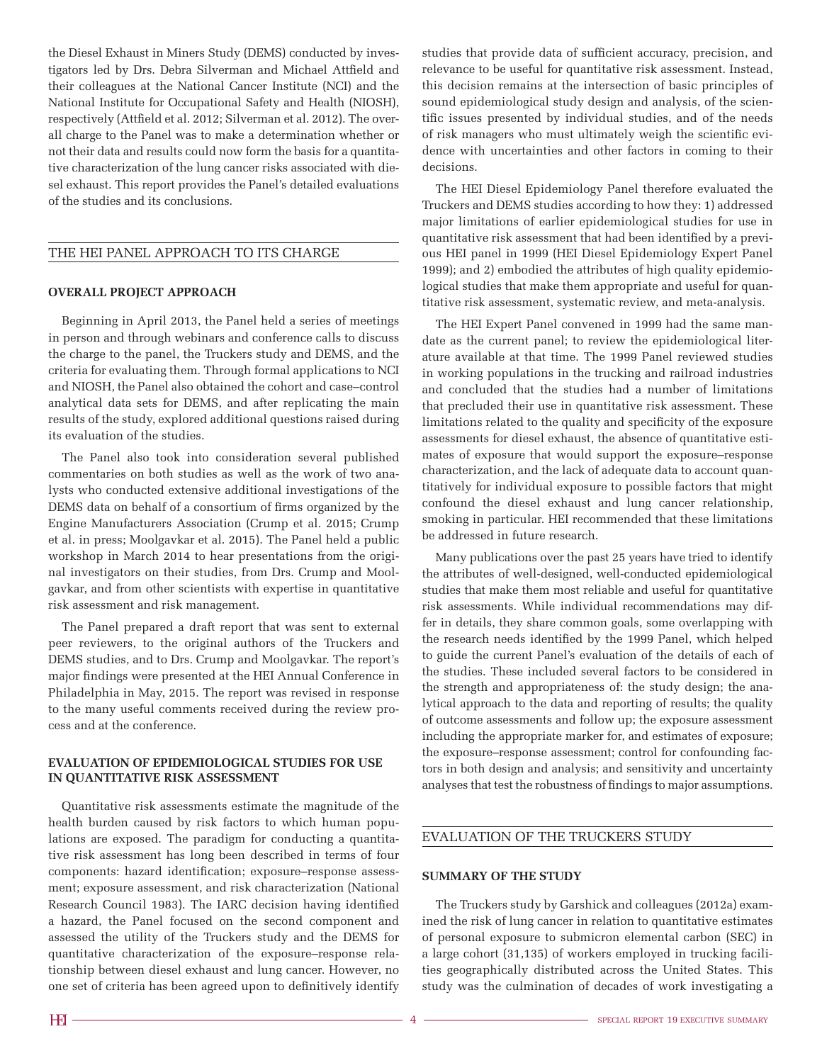the Diesel Exhaust in Miners Study (DEMS) conducted by investigators led by Drs. Debra Silverman and Michael Attfield and their colleagues at the National Cancer Institute (NCI) and the National Institute for Occupational Safety and Health (NIOSH), respectively (Attfield et al. 2012; Silverman et al. 2012). The overall charge to the Panel was to make a determination whether or not their data and results could now form the basis for a quantitative characterization of the lung cancer risks associated with diesel exhaust. This report provides the Panel's detailed evaluations of the studies and its conclusions.

## THE HEI PANEL APPROACH TO ITS CHARGE

### OVERALL PROJECT APPROACH

Beginning in April 2013, the Panel held a series of meetings in person and through webinars and conference calls to discuss the charge to the panel, the Truckers study and DEMS, and the criteria for evaluating them. Through formal applications to NCI and NIOSH, the Panel also obtained the cohort and case–control analytical data sets for DEMS, and after replicating the main results of the study, explored additional questions raised during its evaluation of the studies.

The Panel also took into consideration several published commentaries on both studies as well as the work of two analysts who conducted extensive additional investigations of the DEMS data on behalf of a consortium of firms organized by the Engine Manufacturers Association (Crump et al. 2015; Crump et al. in press; Moolgavkar et al. 2015). The Panel held a public workshop in March 2014 to hear presentations from the original investigators on their studies, from Drs. Crump and Moolgavkar, and from other scientists with expertise in quantitative risk assessment and risk management.

The Panel prepared a draft report that was sent to external peer reviewers, to the original authors of the Truckers and DEMS studies, and to Drs. Crump and Moolgavkar. The report's major findings were presented at the HEI Annual Conference in Philadelphia in May, 2015. The report was revised in response to the many useful comments received during the review process and at the conference.

### EVALUATION OF EPIDEMIOLOGICAL STUDIES FOR USE IN QUANTITATIVE RISK ASSESSMENT

Quantitative risk assessments estimate the magnitude of the health burden caused by risk factors to which human populations are exposed. The paradigm for conducting a quantitative risk assessment has long been described in terms of four components: hazard identification; exposure–response assessment; exposure assessment, and risk characterization (National Research Council 1983). The IARC decision having identified a hazard, the Panel focused on the second component and assessed the utility of the Truckers study and the DEMS for quantitative characterization of the exposure–response relationship between diesel exhaust and lung cancer. However, no one set of criteria has been agreed upon to definitively identify studies that provide data of sufficient accuracy, precision, and relevance to be useful for quantitative risk assessment. Instead, this decision remains at the intersection of basic principles of sound epidemiological study design and analysis, of the scientific issues presented by individual studies, and of the needs of risk managers who must ultimately weigh the scientific evidence with uncertainties and other factors in coming to their decisions.

The HEI Diesel Epidemiology Panel therefore evaluated the Truckers and DEMS studies according to how they: 1) addressed major limitations of earlier epidemiological studies for use in quantitative risk assessment that had been identified by a previous HEI panel in 1999 (HEI Diesel Epidemiology Expert Panel 1999); and 2) embodied the attributes of high quality epidemiological studies that make them appropriate and useful for quantitative risk assessment, systematic review, and meta-analysis.

The HEI Expert Panel convened in 1999 had the same mandate as the current panel; to review the epidemiological literature available at that time. The 1999 Panel reviewed studies in working populations in the trucking and railroad industries and concluded that the studies had a number of limitations that precluded their use in quantitative risk assessment. These limitations related to the quality and specificity of the exposure assessments for diesel exhaust, the absence of quantitative estimates of exposure that would support the exposure–response characterization, and the lack of adequate data to account quantitatively for individual exposure to possible factors that might confound the diesel exhaust and lung cancer relationship, smoking in particular. HEI recommended that these limitations be addressed in future research.

Many publications over the past 25 years have tried to identify the attributes of well-designed, well-conducted epidemiological studies that make them most reliable and useful for quantitative risk assessments. While individual recommendations may differ in details, they share common goals, some overlapping with the research needs identified by the 1999 Panel, which helped to guide the current Panel's evaluation of the details of each of the studies. These included several factors to be considered in the strength and appropriateness of: the study design; the analytical approach to the data and reporting of results; the quality of outcome assessments and follow up; the exposure assessment including the appropriate marker for, and estimates of exposure; the exposure–response assessment; control for confounding factors in both design and analysis; and sensitivity and uncertainty analyses that test the robustness of findings to major assumptions.

## EVALUATION OF THE TRUCKERS STUDY

### SUMMARY OF THE STUDY

The Truckers study by Garshick and colleagues (2012a) examined the risk of lung cancer in relation to quantitative estimates of personal exposure to submicron elemental carbon (SEC) in a large cohort (31,135) of workers employed in trucking facilities geographically distributed across the United States. This study was the culmination of decades of work investigating a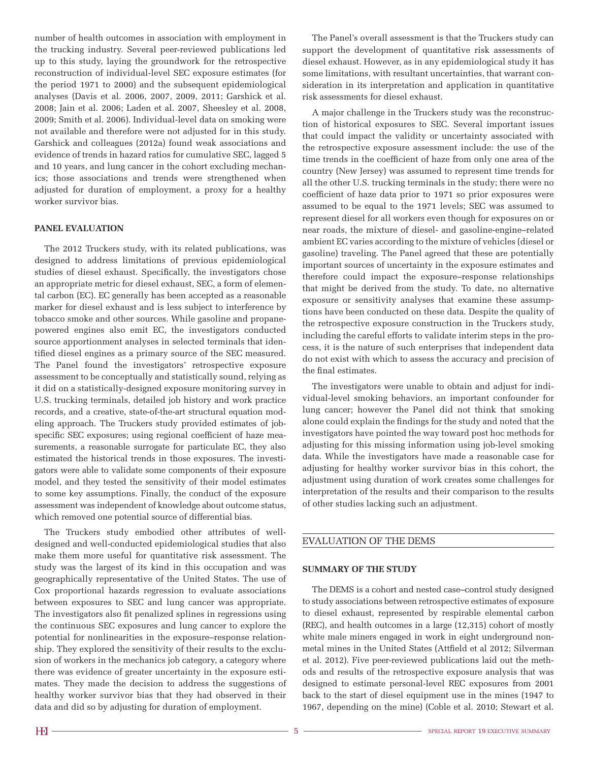number of health outcomes in association with employment in the trucking industry. Several peer-reviewed publications led up to this study, laying the groundwork for the retrospective reconstruction of individual-level SEC exposure estimates (for the period 1971 to 2000) and the subsequent epidemiological analyses (Davis et al. 2006, 2007, 2009, 2011; Garshick et al. 2008; Jain et al. 2006; Laden et al. 2007, Sheesley et al. 2008, 2009; Smith et al. 2006). Individual-level data on smoking were not available and therefore were not adjusted for in this study. Garshick and colleagues (2012a) found weak associations and evidence of trends in hazard ratios for cumulative SEC, lagged 5 and 10 years, and lung cancer in the cohort excluding mechanics; those associations and trends were strengthened when adjusted for duration of employment, a proxy for a healthy worker survivor bias.

### PANEL EVALUATION

The 2012 Truckers study, with its related publications, was designed to address limitations of previous epidemiological studies of diesel exhaust. Specifically, the investigators chose an appropriate metric for diesel exhaust, SEC, a form of elemental carbon (EC). EC generally has been accepted as a reasonable marker for diesel exhaust and is less subject to interference by tobacco smoke and other sources. While gasoline and propane-powered engines also emit EC, the investigators conducted source apportionment analyses in selected terminals that identified diesel engines as a primary source of the SEC measured. The Panel found the investigators' retrospective exposure assessment to be conceptually and statistically sound, relying as it did on a statistically-designed exposure monitoring survey in U.S. trucking terminals, detailed job history and work practice records, and a creative, state-of-the-art structural equation modeling approach. The Truckers study provided estimates of job-specific SEC exposures; using regional coefficient of haze measurements, a reasonable surrogate for particulate EC, they also estimated the historical trends in those exposures. The investigators were able to validate some components of their exposure model, and they tested the sensitivity of their model estimates to some key assumptions. Finally, the conduct of the exposure assessment was independent of knowledge about outcome status, which removed one potential source of differential bias.

The Truckers study embodied other attributes of well-designed and well-conducted epidemiological studies that also make them more useful for quantitative risk assessment. The study was the largest of its kind in this occupation and was geographically representative of the United States. The use of Cox proportional hazards regression to evaluate associations between exposures to SEC and lung cancer was appropriate. The investigators also fit penalized splines in regressions using the continuous SEC exposures and lung cancer to explore the potential for nonlinearities in the exposure–response relationship. They explored the sensitivity of their results to the exclusion of workers in the mechanics job category, a category where there was evidence of greater uncertainty in the exposure estimates. They made the decision to address the suggestions of healthy worker survivor bias that they had observed in their data and did so by adjusting for duration of employment.

The Panel's overall assessment is that the Truckers study can support the development of quantitative risk assessments of diesel exhaust. However, as in any epidemiological study it has some limitations, with resultant uncertainties, that warrant consideration in its interpretation and application in quantitative risk assessments for diesel exhaust.

A major challenge in the Truckers study was the reconstruction of historical exposures to SEC. Several important issues that could impact the validity or uncertainty associated with the retrospective exposure assessment include: the use of the time trends in the coefficient of haze from only one area of the country (New Jersey) was assumed to represent time trends for all the other U.S. trucking terminals in the study; there were no coefficient of haze data prior to 1971 so prior exposures were assumed to be equal to the 1971 levels; SEC was assumed to represent diesel for all workers even though for exposures on or near roads, the mixture of diesel- and gasoline-engine–related ambient EC varies according to the mixture of vehicles (diesel or gasoline) traveling. The Panel agreed that these are potentially important sources of uncertainty in the exposure estimates and therefore could impact the exposure–response relationships that might be derived from the study. To date, no alternative exposure or sensitivity analyses that examine these assumptions have been conducted on these data. Despite the quality of the retrospective exposure construction in the Truckers study, including the careful efforts to validate interim steps in the process, it is the nature of such enterprises that independent data do not exist with which to assess the accuracy and precision of the final estimates.

The investigators were unable to obtain and adjust for individual-level smoking behaviors, an important confounder for lung cancer; however the Panel did not think that smoking alone could explain the findings for the study and noted that the investigators have pointed the way toward post hoc methods for adjusting for this missing information using job-level smoking data. While the investigators have made a reasonable case for adjusting for healthy worker survivor bias in this cohort, the adjustment using duration of work creates some challenges for interpretation of the results and their comparison to the results of other studies lacking such an adjustment.

## EVALUATION OF THE DEMS

### SUMMARY OF THE STUDY

The DEMS is a cohort and nested case–control study designed to study associations between retrospective estimates of exposure to diesel exhaust, represented by respirable elemental carbon (REC), and health outcomes in a large (12,315) cohort of mostly white male miners engaged in work in eight underground nonmetal mines in the United States (Attfield et al 2012; Silverman et al. 2012). Five peer-reviewed publications laid out the methods and results of the retrospective exposure analysis that was designed to estimate personal-level REC exposures from 2001 back to the start of diesel equipment use in the mines (1947 to 1967, depending on the mine) (Coble et al. 2010; Stewart et al.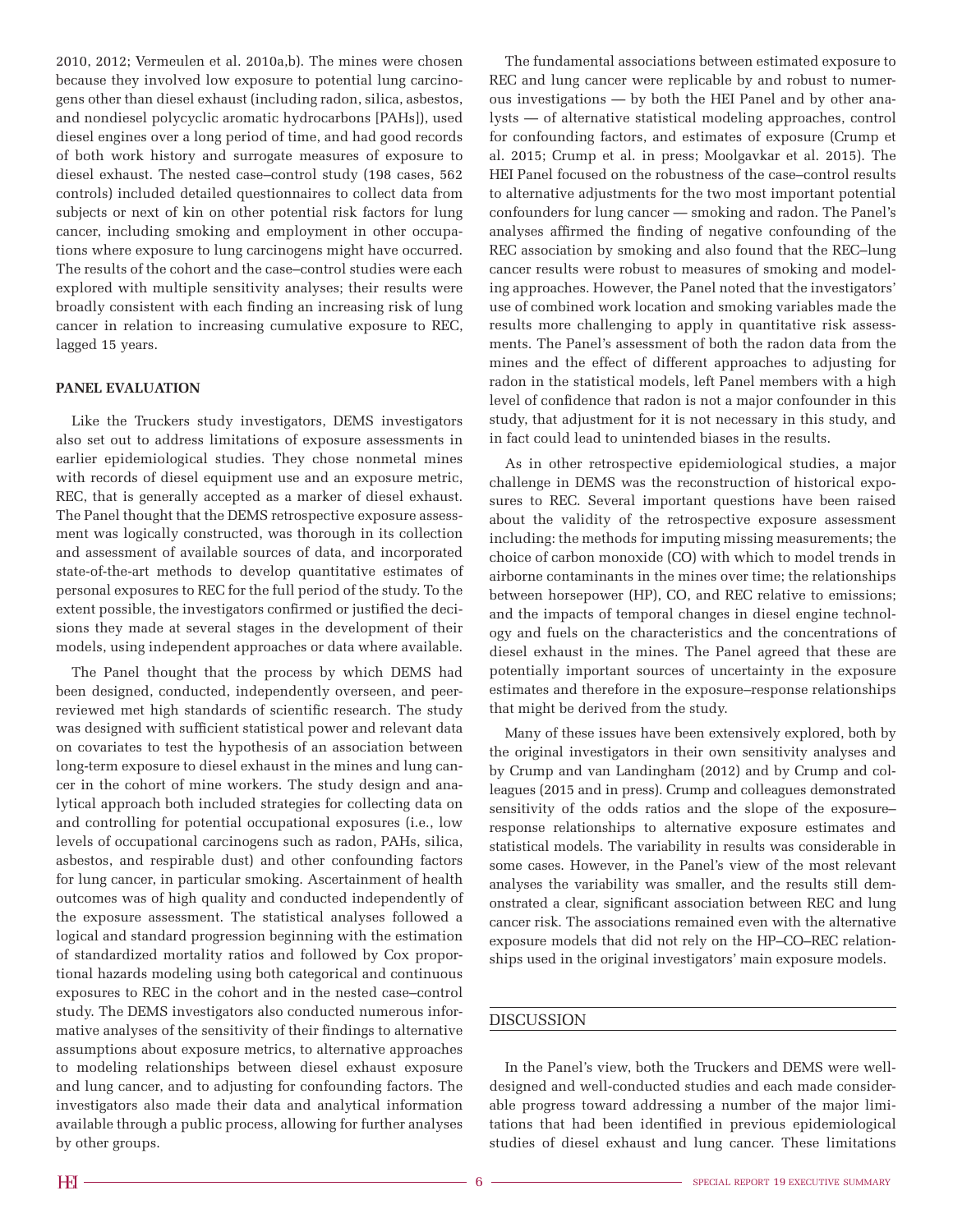2010, 2012; Vermeulen et al. 2010a,b). The mines were chosen because they involved low exposure to potential lung carcinogens other than diesel exhaust (including radon, silica, asbestos, and nondiesel polycyclic aromatic hydrocarbons [PAHs]), used diesel engines over a long period of time, and had good records of both work history and surrogate measures of exposure to diesel exhaust. The nested case–control study (198 cases, 562 controls) included detailed questionnaires to collect data from subjects or next of kin on other potential risk factors for lung cancer, including smoking and employment in other occupations where exposure to lung carcinogens might have occurred. The results of the cohort and the case–control studies were each explored with multiple sensitivity analyses; their results were broadly consistent with each finding an increasing risk of lung cancer in relation to increasing cumulative exposure to REC, lagged 15 years.

### PANEL EVALUATION

Like the Truckers study investigators, DEMS investigators also set out to address limitations of exposure assessments in earlier epidemiological studies. They chose nonmetal mines with records of diesel equipment use and an exposure metric, REC, that is generally accepted as a marker of diesel exhaust. The Panel thought that the DEMS retrospective exposure assessment was logically constructed, was thorough in its collection and assessment of available sources of data, and incorporated state-of-the-art methods to develop quantitative estimates of personal exposures to REC for the full period of the study. To the extent possible, the investigators confirmed or justified the decisions they made at several stages in the development of their models, using independent approaches or data where available.

The Panel thought that the process by which DEMS had been designed, conducted, independently overseen, and peer-reviewed met high standards of scientific research. The study was designed with sufficient statistical power and relevant data on covariates to test the hypothesis of an association between long-term exposure to diesel exhaust in the mines and lung cancer in the cohort of mine workers. The study design and analytical approach both included strategies for collecting data on and controlling for potential occupational exposures (i.e., low levels of occupational carcinogens such as radon, PAHs, silica, asbestos, and respirable dust) and other confounding factors for lung cancer, in particular smoking. Ascertainment of health outcomes was of high quality and conducted independently of the exposure assessment. The statistical analyses followed a logical and standard progression beginning with the estimation of standardized mortality ratios and followed by Cox proportional hazards modeling using both categorical and continuous exposures to REC in the cohort and in the nested case–control study. The DEMS investigators also conducted numerous informative analyses of the sensitivity of their findings to alternative assumptions about exposure metrics, to alternative approaches to modeling relationships between diesel exhaust exposure and lung cancer, and to adjusting for confounding factors. The investigators also made their data and analytical information available through a public process, allowing for further analyses by other groups.

The fundamental associations between estimated exposure to REC and lung cancer were replicable by and robust to numerous investigations — by both the HEI Panel and by other analysts — of alternative statistical modeling approaches, control for confounding factors, and estimates of exposure (Crump et al. 2015; Crump et al. in press; Moolgavkar et al. 2015). The HEI Panel focused on the robustness of the case–control results to alternative adjustments for the two most important potential confounders for lung cancer — smoking and radon. The Panel's analyses affirmed the finding of negative confounding of the REC association by smoking and also found that the REC–lung cancer results were robust to measures of smoking and modeling approaches. However, the Panel noted that the investigators' use of combined work location and smoking variables made the results more challenging to apply in quantitative risk assessments. The Panel's assessment of both the radon data from the mines and the effect of different approaches to adjusting for radon in the statistical models, left Panel members with a high level of confidence that radon is not a major confounder in this study, that adjustment for it is not necessary in this study, and in fact could lead to unintended biases in the results.

As in other retrospective epidemiological studies, a major challenge in DEMS was the reconstruction of historical exposures to REC. Several important questions have been raised about the validity of the retrospective exposure assessment including: the methods for imputing missing measurements; the choice of carbon monoxide (CO) with which to model trends in airborne contaminants in the mines over time; the relationships between horsepower (HP), CO, and REC relative to emissions; and the impacts of temporal changes in diesel engine technology and fuels on the characteristics and the concentrations of diesel exhaust in the mines. The Panel agreed that these are potentially important sources of uncertainty in the exposure estimates and therefore in the exposure–response relationships that might be derived from the study.

Many of these issues have been extensively explored, both by the original investigators in their own sensitivity analyses and by Crump and van Landingham (2012) and by Crump and colleagues (2015 and in press). Crump and colleagues demonstrated sensitivity of the odds ratios and the slope of the exposure–response relationships to alternative exposure estimates and statistical models. The variability in results was considerable in some cases. However, in the Panel's view of the most relevant analyses the variability was smaller, and the results still demonstrated a clear, significant association between REC and lung cancer risk. The associations remained even with the alternative exposure models that did not rely on the HP–CO–REC relationships used in the original investigators' main exposure models.

## DISCUSSION

In the Panel's view, both the Truckers and DEMS were well-designed and well-conducted studies and each made considerable progress toward addressing a number of the major limitations that had been identified in previous epidemiological studies of diesel exhaust and lung cancer. These limitations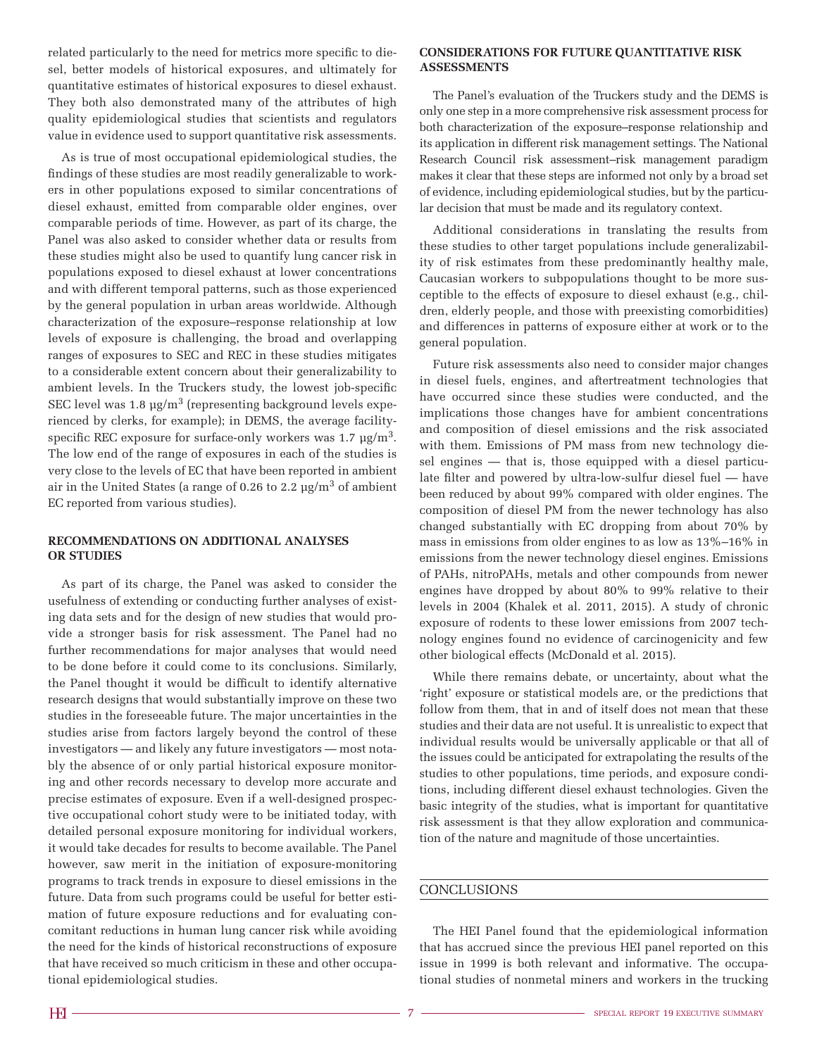related particularly to the need for metrics more specific to diesel, better models of historical exposures, and ultimately for quantitative estimates of historical exposures to diesel exhaust. They both also demonstrated many of the attributes of high quality epidemiological studies that scientists and regulators value in evidence used to support quantitative risk assessments.

As is true of most occupational epidemiological studies, the findings of these studies are most readily generalizable to workers in other populations exposed to similar concentrations of diesel exhaust, emitted from comparable older engines, over comparable periods of time. However, as part of its charge, the Panel was also asked to consider whether data or results from these studies might also be used to quantify lung cancer risk in populations exposed to diesel exhaust at lower concentrations and with different temporal patterns, such as those experienced by the general population in urban areas worldwide. Although characterization of the exposure–response relationship at low levels of exposure is challenging, the broad and overlapping ranges of exposures to SEC and REC in these studies mitigates to a considerable extent concern about their generalizability to ambient levels. In the Truckers study, the lowest job-specific SEC level was 1.8 µg/m$^3$ (representing background levels experienced by clerks, for example); in DEMS, the average facility-specific REC exposure for surface-only workers was 1.7 µg/m$^3$. The low end of the range of exposures in each of the studies is very close to the levels of EC that have been reported in ambient air in the United States (a range of 0.26 to 2.2 µg/m$^3$ of ambient EC reported from various studies).

## RECOMMENDATIONS ON ADDITIONAL ANALYSES OR STUDIES

As part of its charge, the Panel was asked to consider the usefulness of extending or conducting further analyses of existing data sets and for the design of new studies that would provide a stronger basis for risk assessment. The Panel had no further recommendations for major analyses that would need to be done before it could come to its conclusions. Similarly, the Panel thought it would be difficult to identify alternative research designs that would substantially improve on these two studies in the foreseeable future. The major uncertainties in the studies arise from factors largely beyond the control of these investigators — and likely any future investigators — most notably the absence of or only partial historical exposure monitoring and other records necessary to develop more accurate and precise estimates of exposure. Even if a well-designed prospective occupational cohort study were to be initiated today, with detailed personal exposure monitoring for individual workers, it would take decades for results to become available. The Panel however, saw merit in the initiation of exposure-monitoring programs to track trends in exposure to diesel emissions in the future. Data from such programs could be useful for better estimation of future exposure reductions and for evaluating concomitant reductions in human lung cancer risk while avoiding the need for the kinds of historical reconstructions of exposure that have received so much criticism in these and other occupational epidemiological studies.

## CONSIDERATIONS FOR FUTURE QUANTITATIVE RISK ASSESSMENTS

The Panel's evaluation of the Truckers study and the DEMS is only one step in a more comprehensive risk assessment process for both characterization of the exposure–response relationship and its application in different risk management settings. The National Research Council risk assessment–risk management paradigm makes it clear that these steps are informed not only by a broad set of evidence, including epidemiological studies, but by the particular decision that must be made and its regulatory context.

Additional considerations in translating the results from these studies to other target populations include generalizability of risk estimates from these predominantly healthy male, Caucasian workers to subpopulations thought to be more susceptible to the effects of exposure to diesel exhaust (e.g., children, elderly people, and those with preexisting comorbidities) and differences in patterns of exposure either at work or to the general population.

Future risk assessments also need to consider major changes in diesel fuels, engines, and aftertreatment technologies that have occurred since these studies were conducted, and the implications those changes have for ambient concentrations and composition of diesel emissions and the risk associated with them. Emissions of PM mass from new technology diesel engines — that is, those equipped with a diesel particulate filter and powered by ultra-low-sulfur diesel fuel — have been reduced by about 99% compared with older engines. The composition of diesel PM from the newer technology has also changed substantially with EC dropping from about 70% by mass in emissions from older engines to as low as 13%–16% in emissions from the newer technology diesel engines. Emissions of PAHs, nitroPAHs, metals and other compounds from newer engines have dropped by about 80% to 99% relative to their levels in 2004 (Khalek et al. 2011, 2015). A study of chronic exposure of rodents to these lower emissions from 2007 technology engines found no evidence of carcinogenicity and few other biological effects (McDonald et al. 2015).

While there remains debate, or uncertainty, about what the 'right' exposure or statistical models are, or the predictions that follow from them, that in and of itself does not mean that these studies and their data are not useful. It is unrealistic to expect that individual results would be universally applicable or that all of the issues could be anticipated for extrapolating the results of the studies to other populations, time periods, and exposure conditions, including different diesel exhaust technologies. Given the basic integrity of the studies, what is important for quantitative risk assessment is that they allow exploration and communication of the nature and magnitude of those uncertainties.

## CONCLUSIONS

The HEI Panel found that the epidemiological information that has accrued since the previous HEI panel reported on this issue in 1999 is both relevant and informative. The occupational studies of nonmetal miners and workers in the trucking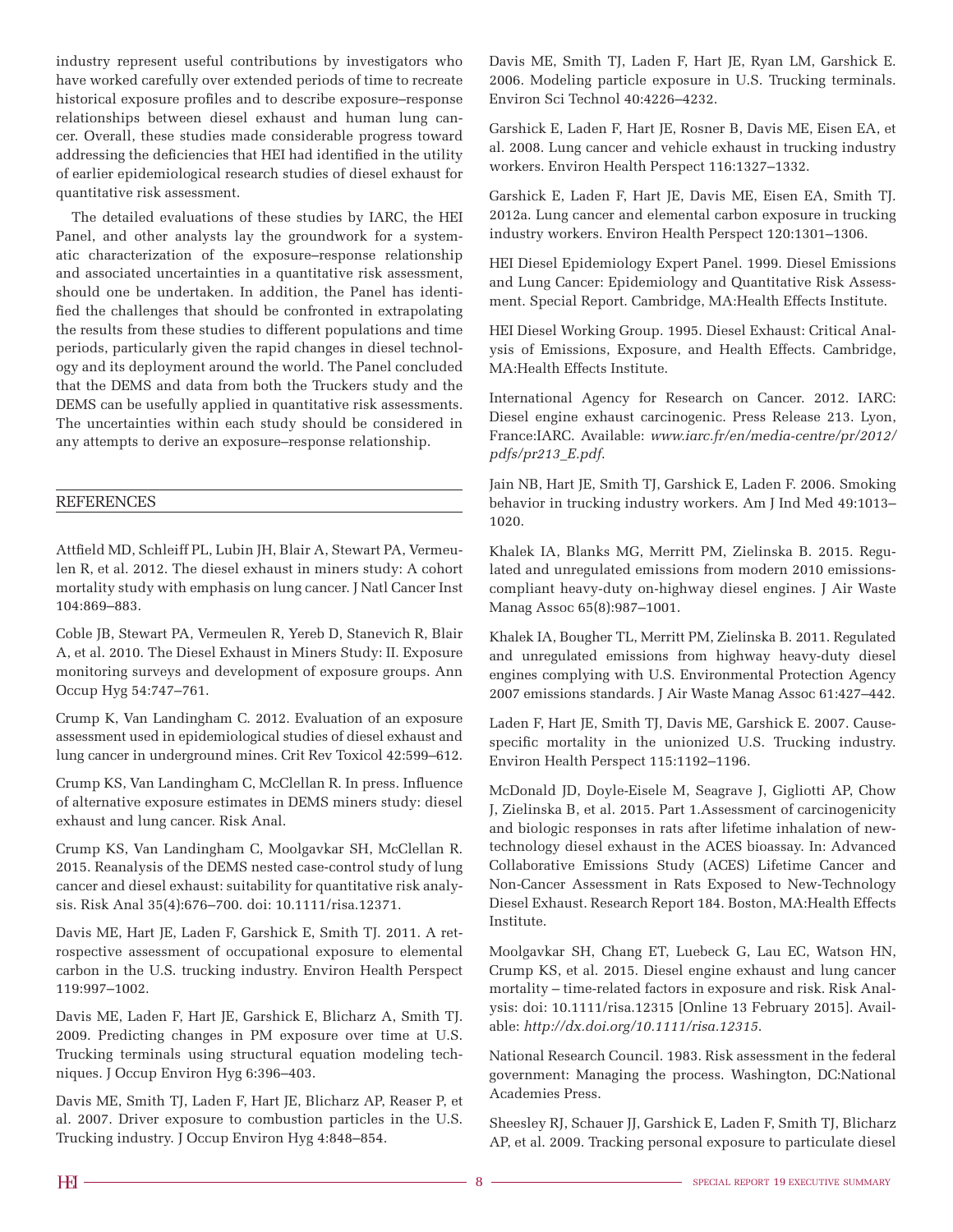industry represent useful contributions by investigators who have worked carefully over extended periods of time to recreate historical exposure profiles and to describe exposure–response relationships between diesel exhaust and human lung cancer. Overall, these studies made considerable progress toward addressing the deficiencies that HEI had identified in the utility of earlier epidemiological research studies of diesel exhaust for quantitative risk assessment.

The detailed evaluations of these studies by IARC, the HEI Panel, and other analysts lay the groundwork for a systematic characterization of the exposure–response relationship and associated uncertainties in a quantitative risk assessment, should one be undertaken. In addition, the Panel has identified the challenges that should be confronted in extrapolating the results from these studies to different populations and time periods, particularly given the rapid changes in diesel technology and its deployment around the world. The Panel concluded that the DEMS and data from both the Truckers study and the DEMS can be usefully applied in quantitative risk assessments. The uncertainties within each study should be considered in any attempts to derive an exposure–response relationship.

## REFERENCES

Attfield MD, Schleiff PL, Lubin JH, Blair A, Stewart PA, Vermeulen R, et al. 2012. The diesel exhaust in miners study: A cohort mortality study with emphasis on lung cancer. J Natl Cancer Inst 104:869–883.

Coble JB, Stewart PA, Vermeulen R, Yereb D, Stanevich R, Blair A, et al. 2010. The Diesel Exhaust in Miners Study: II. Exposure monitoring surveys and development of exposure groups. Ann Occup Hyg 54:747–761.

Crump K, Van Landingham C. 2012. Evaluation of an exposure assessment used in epidemiological studies of diesel exhaust and lung cancer in underground mines. Crit Rev Toxicol 42:599–612.

Crump KS, Van Landingham C, McClellan R. In press. Influence of alternative exposure estimates in DEMS miners study: diesel exhaust and lung cancer. Risk Anal.

Crump KS, Van Landingham C, Moolgavkar SH, McClellan R. 2015. Reanalysis of the DEMS nested case-control study of lung cancer and diesel exhaust: suitability for quantitative risk analysis. Risk Anal 35(4):676–700. doi: 10.1111/risa.12371.

Davis ME, Hart JE, Laden F, Garshick E, Smith TJ. 2011. A retrospective assessment of occupational exposure to elemental carbon in the U.S. trucking industry. Environ Health Perspect 119:997–1002.

Davis ME, Laden F, Hart JE, Garshick E, Blicharz A, Smith TJ. 2009. Predicting changes in PM exposure over time at U.S. Trucking terminals using structural equation modeling techniques. J Occup Environ Hyg 6:396–403.

Davis ME, Smith TJ, Laden F, Hart JE, Blicharz AP, Reaser P, et al. 2007. Driver exposure to combustion particles in the U.S. Trucking industry. J Occup Environ Hyg 4:848–854.

Davis ME, Smith TJ, Laden F, Hart JE, Ryan LM, Garshick E. 2006. Modeling particle exposure in U.S. Trucking terminals. Environ Sci Technol 40:4226–4232.

Garshick E, Laden F, Hart JE, Rosner B, Davis ME, Eisen EA, et al. 2008. Lung cancer and vehicle exhaust in trucking industry workers. Environ Health Perspect 116:1327–1332.

Garshick E, Laden F, Hart JE, Davis ME, Eisen EA, Smith TJ. 2012a. Lung cancer and elemental carbon exposure in trucking industry workers. Environ Health Perspect 120:1301–1306.

HEI Diesel Epidemiology Expert Panel. 1999. Diesel Emissions and Lung Cancer: Epidemiology and Quantitative Risk Assessment. Special Report. Cambridge, MA:Health Effects Institute.

HEI Diesel Working Group. 1995. Diesel Exhaust: Critical Analysis of Emissions, Exposure, and Health Effects. Cambridge, MA:Health Effects Institute.

International Agency for Research on Cancer. 2012. IARC: Diesel engine exhaust carcinogenic. Press Release 213. Lyon, France:IARC. Available: *www.iarc.fr/en/media-centre/pr/2012/pdfs/pr213_E.pdf*.

Jain NB, Hart JE, Smith TJ, Garshick E, Laden F. 2006. Smoking behavior in trucking industry workers. Am J Ind Med 49:1013–1020.

Khalek IA, Blanks MG, Merritt PM, Zielinska B. 2015. Regulated and unregulated emissions from modern 2010 emissions-compliant heavy-duty on-highway diesel engines. J Air Waste Manag Assoc 65(8):987–1001.

Khalek IA, Bougher TL, Merritt PM, Zielinska B. 2011. Regulated and unregulated emissions from highway heavy-duty diesel engines complying with U.S. Environmental Protection Agency 2007 emissions standards. J Air Waste Manag Assoc 61:427–442.

Laden F, Hart JE, Smith TJ, Davis ME, Garshick E. 2007. Cause-specific mortality in the unionized U.S. Trucking industry. Environ Health Perspect 115:1192–1196.

McDonald JD, Doyle-Eisele M, Seagrave J, Gigliotti AP, Chow J, Zielinska B, et al. 2015. Part 1.Assessment of carcinogenicity and biologic responses in rats after lifetime inhalation of new-technology diesel exhaust in the ACES bioassay. In: Advanced Collaborative Emissions Study (ACES) Lifetime Cancer and Non-Cancer Assessment in Rats Exposed to New-Technology Diesel Exhaust. Research Report 184. Boston, MA:Health Effects Institute.

Moolgavkar SH, Chang ET, Luebeck G, Lau EC, Watson HN, Crump KS, et al. 2015. Diesel engine exhaust and lung cancer mortality – time-related factors in exposure and risk. Risk Analysis: doi: 10.1111/risa.12315 [Online 13 February 2015]. Available: *http://dx.doi.org/10.1111/risa.12315*.

National Research Council. 1983. Risk assessment in the federal government: Managing the process. Washington, DC:National Academies Press.

Sheesley RJ, Schauer JJ, Garshick E, Laden F, Smith TJ, Blicharz AP, et al. 2009. Tracking personal exposure to particulate diesel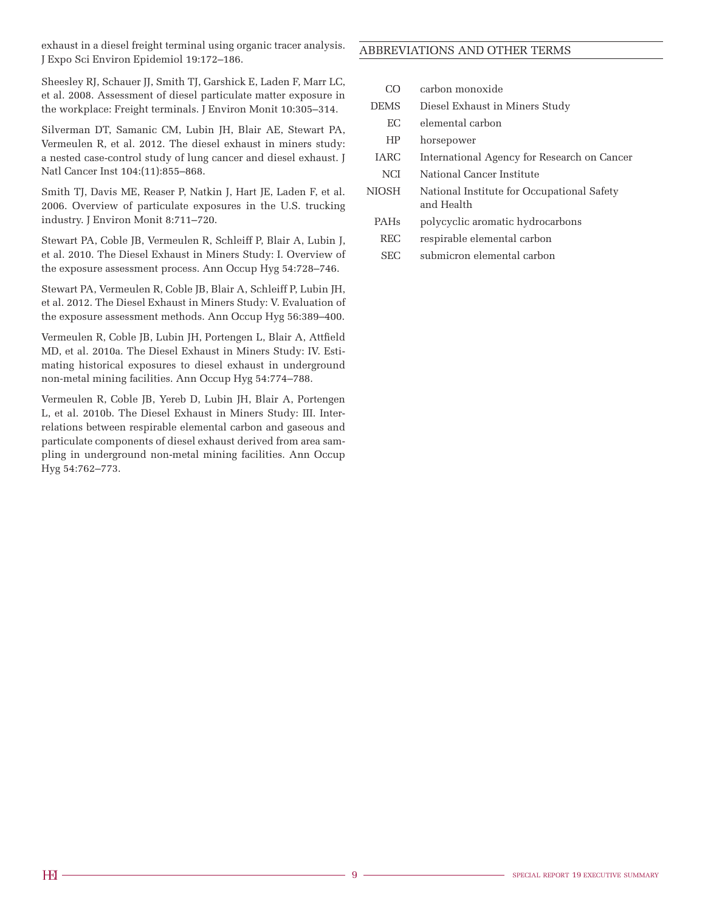exhaust in a diesel freight terminal using organic tracer analysis. J Expo Sci Environ Epidemiol 19:172–186.

Sheesley RJ, Schauer JJ, Smith TJ, Garshick E, Laden F, Marr LC, et al. 2008. Assessment of diesel particulate matter exposure in the workplace: Freight terminals. J Environ Monit 10:305–314.

Silverman DT, Samanic CM, Lubin JH, Blair AE, Stewart PA, Vermeulen R, et al. 2012. The diesel exhaust in miners study: a nested case-control study of lung cancer and diesel exhaust. J Natl Cancer Inst 104:(11):855–868.

Smith TJ, Davis ME, Reaser P, Natkin J, Hart JE, Laden F, et al. 2006. Overview of particulate exposures in the U.S. trucking industry. J Environ Monit 8:711–720.

Stewart PA, Coble JB, Vermeulen R, Schleiff P, Blair A, Lubin J, et al. 2010. The Diesel Exhaust in Miners Study: I. Overview of the exposure assessment process. Ann Occup Hyg 54:728–746.

Stewart PA, Vermeulen R, Coble JB, Blair A, Schleiff P, Lubin JH, et al. 2012. The Diesel Exhaust in Miners Study: V. Evaluation of the exposure assessment methods. Ann Occup Hyg 56:389–400.

Vermeulen R, Coble JB, Lubin JH, Portengen L, Blair A, Attfield MD, et al. 2010a. The Diesel Exhaust in Miners Study: IV. Estimating historical exposures to diesel exhaust in underground non-metal mining facilities. Ann Occup Hyg 54:774–788.

Vermeulen R, Coble JB, Yereb D, Lubin JH, Blair A, Portengen L, et al. 2010b. The Diesel Exhaust in Miners Study: III. Interrelations between respirable elemental carbon and gaseous and particulate components of diesel exhaust derived from area sampling in underground non-metal mining facilities. Ann Occup Hyg 54:762–773.

## ABBREVIATIONS AND OTHER TERMS

| | |
|---|---|
| CO | carbon monoxide |
| DEMS | Diesel Exhaust in Miners Study |
| EC | elemental carbon |
| HP | horsepower |
| IARC | International Agency for Research on Cancer |
| NCI | National Cancer Institute |
| NIOSH | National Institute for Occupational Safety and Health |
| PAHs | polycyclic aromatic hydrocarbons |
| REC | respirable elemental carbon |
| SEC | submicron elemental carbon |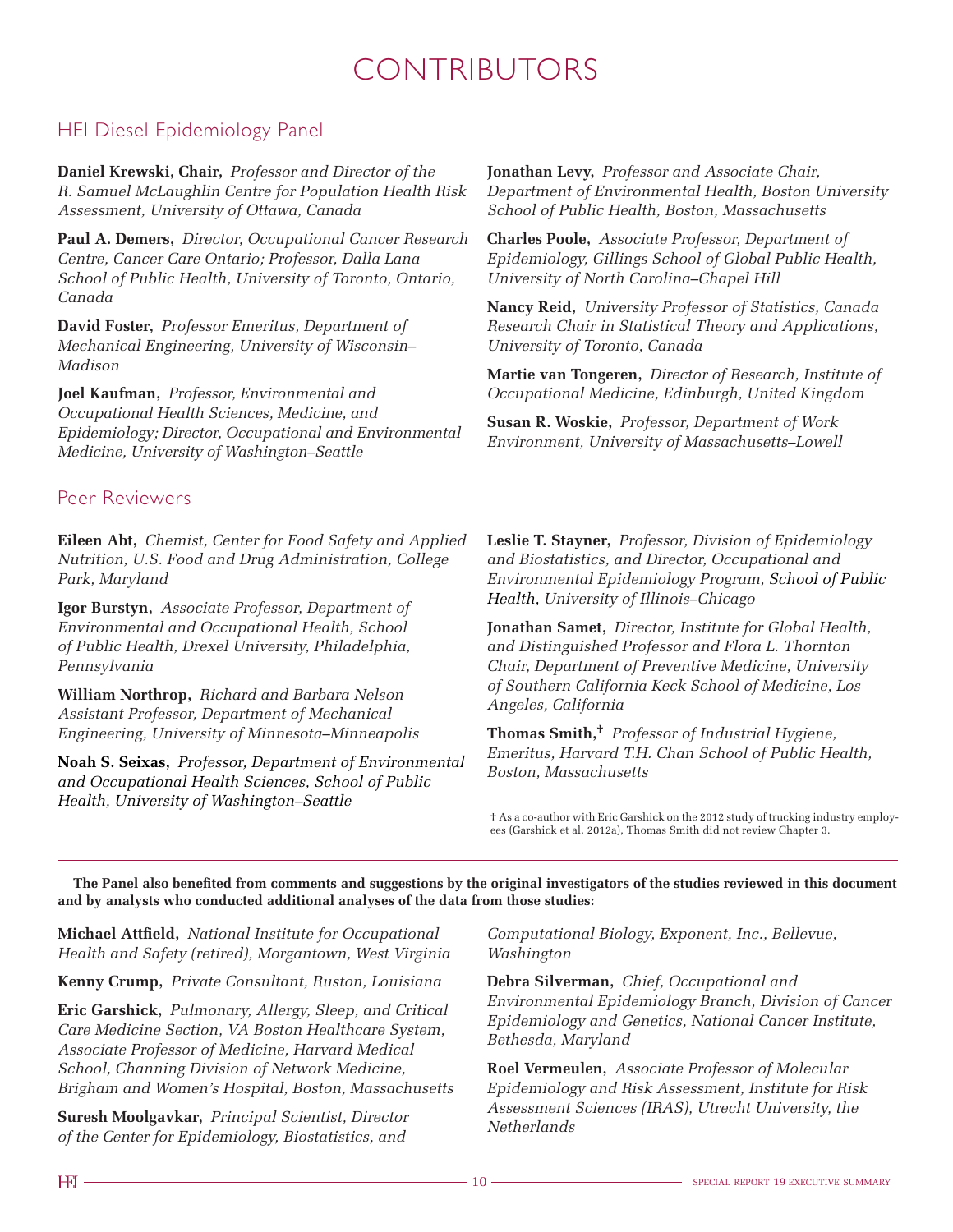# CONTRIBUTORS

## HEI Diesel Epidemiology Panel

**Daniel Krewski, Chair,** *Professor and Director of the R. Samuel McLaughlin Centre for Population Health Risk Assessment, University of Ottawa, Canada*

**Paul A. Demers,** *Director, Occupational Cancer Research Centre, Cancer Care Ontario; Professor, Dalla Lana School of Public Health, University of Toronto, Ontario, Canada*

**David Foster,** *Professor Emeritus, Department of Mechanical Engineering, University of Wisconsin–Madison*

**Joel Kaufman,** *Professor, Environmental and Occupational Health Sciences, Medicine, and Epidemiology; Director, Occupational and Environmental Medicine, University of Washington–Seattle*

**Jonathan Levy,** *Professor and Associate Chair, Department of Environmental Health, Boston University School of Public Health, Boston, Massachusetts*

**Charles Poole,** *Associate Professor, Department of Epidemiology, Gillings School of Global Public Health, University of North Carolina–Chapel Hill*

**Nancy Reid,** *University Professor of Statistics, Canada Research Chair in Statistical Theory and Applications, University of Toronto, Canada*

**Martie van Tongeren,** *Director of Research, Institute of Occupational Medicine, Edinburgh, United Kingdom*

**Susan R. Woskie,** *Professor, Department of Work Environment, University of Massachusetts–Lowell*

## Peer Reviewers

**Eileen Abt,** *Chemist, Center for Food Safety and Applied Nutrition, U.S. Food and Drug Administration, College Park, Maryland*

**Igor Burstyn,** *Associate Professor, Department of Environmental and Occupational Health, School of Public Health, Drexel University, Philadelphia, Pennsylvania*

**William Northrop,** *Richard and Barbara Nelson Assistant Professor, Department of Mechanical Engineering, University of Minnesota–Minneapolis*

**Noah S. Seixas,** *Professor, Department of Environmental and Occupational Health Sciences, School of Public Health, University of Washington–Seattle*

**Leslie T. Stayner,** *Professor, Division of Epidemiology and Biostatistics, and Director, Occupational and Environmental Epidemiology Program, School of Public Health, University of Illinois–Chicago*

**Jonathan Samet,** *Director, Institute for Global Health, and Distinguished Professor and Flora L. Thornton Chair, Department of Preventive Medicine, University of Southern California Keck School of Medicine, Los Angeles, California*

**Thomas Smith,**† *Professor of Industrial Hygiene, Emeritus, Harvard T.H. Chan School of Public Health, Boston, Massachusetts*

† As a co-author with Eric Garshick on the 2012 study of trucking industry employees (Garshick et al. 2012a), Thomas Smith did not review Chapter 3.

**The Panel also benefited from comments and suggestions by the original investigators of the studies reviewed in this document and by analysts who conducted additional analyses of the data from those studies:**

**Michael Attfield,** *National Institute for Occupational Health and Safety (retired), Morgantown, West Virginia*

**Kenny Crump,** *Private Consultant, Ruston, Louisiana*

**Eric Garshick,** *Pulmonary, Allergy, Sleep, and Critical Care Medicine Section, VA Boston Healthcare System, Associate Professor of Medicine, Harvard Medical School, Channing Division of Network Medicine, Brigham and Women's Hospital, Boston, Massachusetts*

**Suresh Moolgavkar,** *Principal Scientist, Director of the Center for Epidemiology, Biostatistics, and Computational Biology, Exponent, Inc., Bellevue, Washington*

**Debra Silverman,** *Chief, Occupational and Environmental Epidemiology Branch, Division of Cancer Epidemiology and Genetics, National Cancer Institute, Bethesda, Maryland*

**Roel Vermeulen,** *Associate Professor of Molecular Epidemiology and Risk Assessment, Institute for Risk Assessment Sciences (IRAS), Utrecht University, the Netherlands*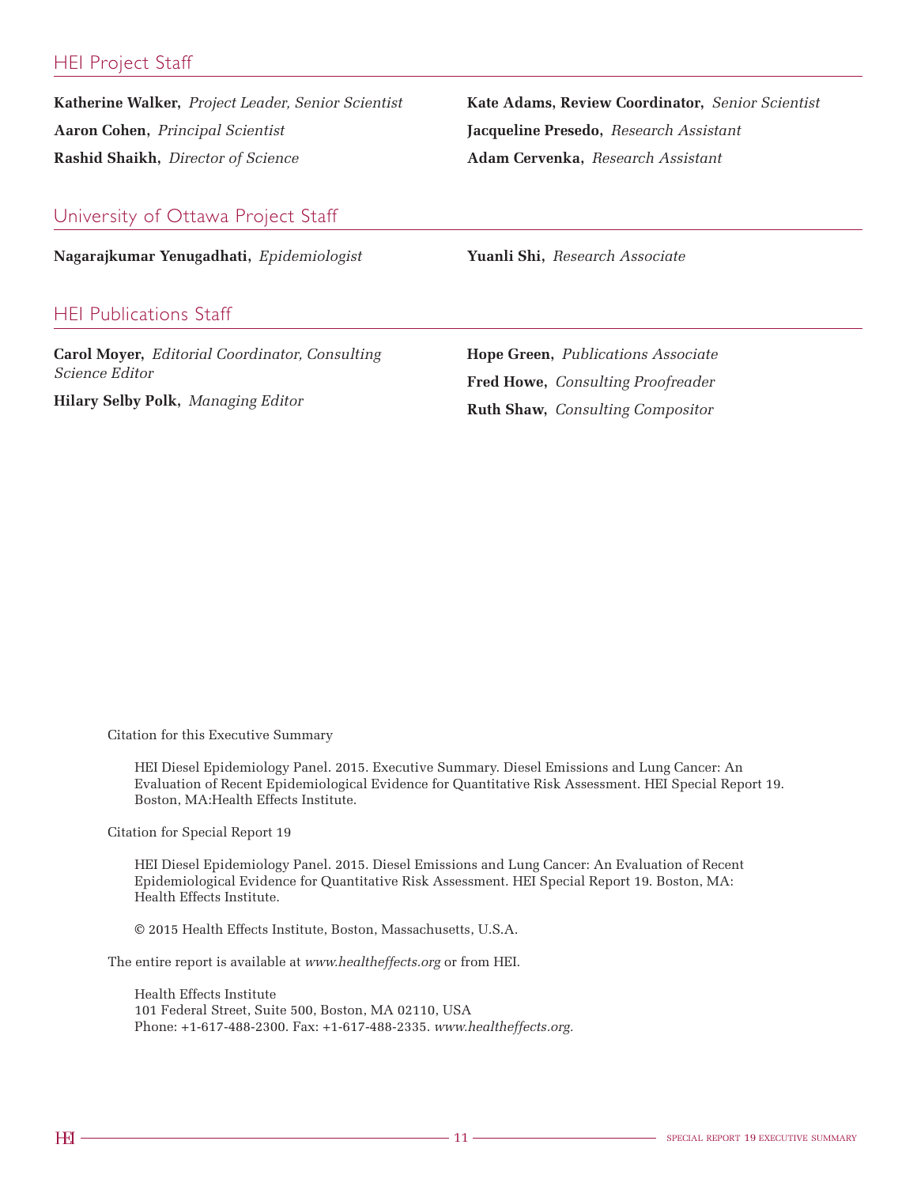## HEI Project Staff

**Katherine Walker,** *Project Leader, Senior Scientist*

**Aaron Cohen,** *Principal Scientist*

**Rashid Shaikh,** *Director of Science*

**Kate Adams, Review Coordinator,** *Senior Scientist*

**Jacqueline Presedo,** *Research Assistant*

**Adam Cervenka,** *Research Assistant*

## University of Ottawa Project Staff

**Nagarajkumar Yenugadhati,** *Epidemiologist*

**Yuanli Shi,** *Research Associate*

## HEI Publications Staff

**Carol Moyer,** *Editorial Coordinator, Consulting Science Editor*

**Hilary Selby Polk,** *Managing Editor*

**Hope Green,** *Publications Associate*

**Fred Howe,** *Consulting Proofreader*

**Ruth Shaw,** *Consulting Compositor*

Citation for this Executive Summary

HEI Diesel Epidemiology Panel. 2015. Executive Summary. Diesel Emissions and Lung Cancer: An Evaluation of Recent Epidemiological Evidence for Quantitative Risk Assessment. HEI Special Report 19. Boston, MA:Health Effects Institute.

Citation for Special Report 19

HEI Diesel Epidemiology Panel. 2015. Diesel Emissions and Lung Cancer: An Evaluation of Recent Epidemiological Evidence for Quantitative Risk Assessment. HEI Special Report 19. Boston, MA: Health Effects Institute.

© 2015 Health Effects Institute, Boston, Massachusetts, U.S.A.

The entire report is available at *www.healtheffects.org* or from HEI.

Health Effects Institute
101 Federal Street, Suite 500, Boston, MA 02110, USA
Phone: +1-617-488-2300. Fax: +1-617-488-2335. *www.healtheffects.org.*